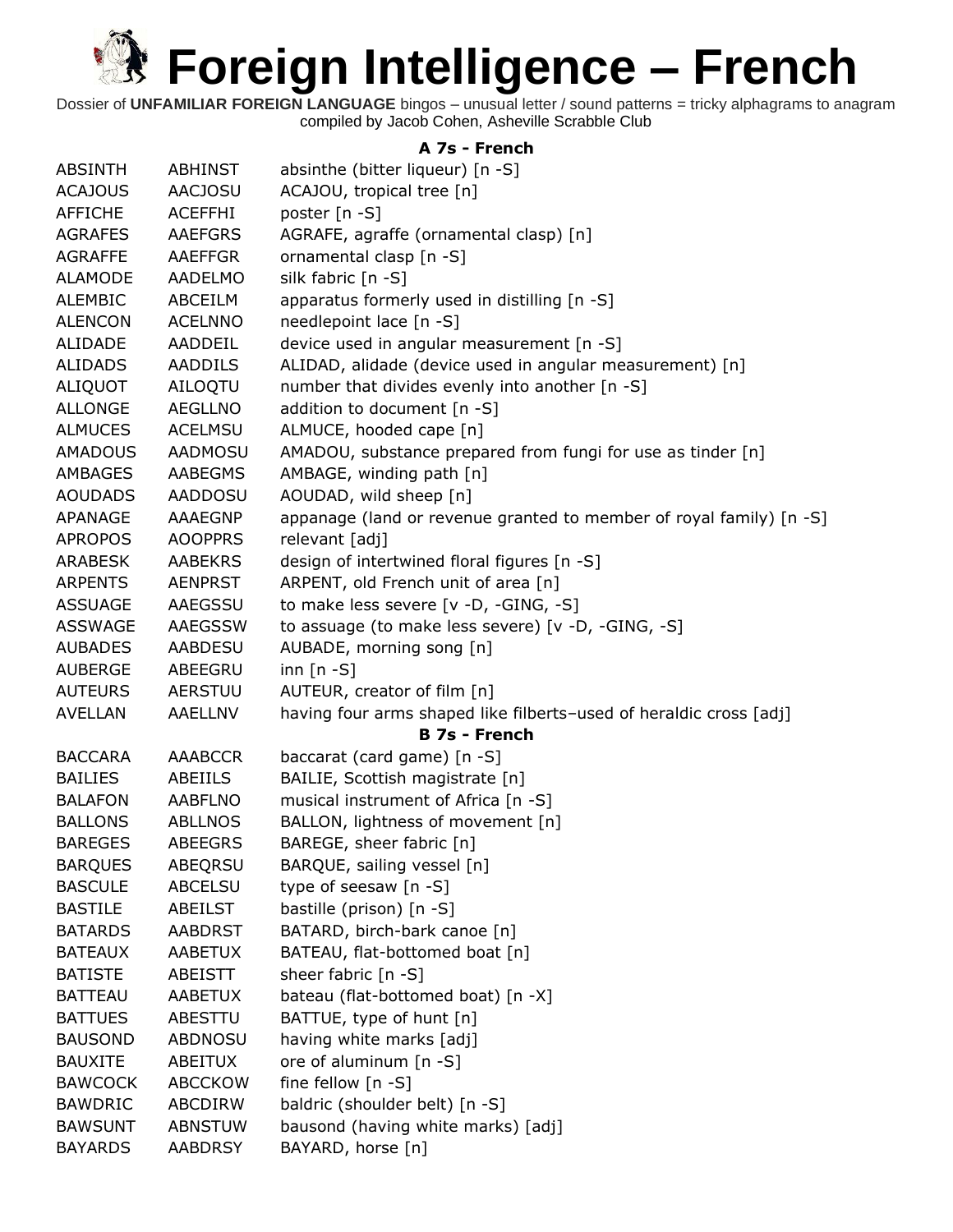# Foreign Intelligence – French

Dossier of **UNFAMILIAR FOREIGN LANGUAGE** bingos – unusual letter / sound patterns = tricky alphagrams to anagram compiled by Jacob Cohen, Asheville Scrabble Club

### A 7s - French

| | | |
|---|---|---|
| ABSINTH | ABHINST | absinthe (bitter liqueur) [n -S] |
| ACAJOUS | AACJOSU | ACAJOU, tropical tree [n] |
| AFFICHE | ACEFFHI | poster [n -S] |
| AGRAFES | AAEFGRS | AGRAFE, agraffe (ornamental clasp) [n] |
| AGRAFFE | AAEFFGR | ornamental clasp [n -S] |
| ALAMODE | AADELMO | silk fabric [n -S] |
| ALEMBIC | ABCEILM | apparatus formerly used in distilling [n -S] |
| ALENCON | ACELNNO | needlepoint lace [n -S] |
| ALIDADE | AADDEIL | device used in angular measurement [n -S] |
| ALIDADS | AADDILS | ALIDAD, alidade (device used in angular measurement) [n] |
| ALIQUOT | AILOQTU | number that divides evenly into another [n -S] |
| ALLONGE | AEGLLNO | addition to document [n -S] |
| ALMUCES | ACELMSU | ALMUCE, hooded cape [n] |
| AMADOUS | AADMOSU | AMADOU, substance prepared from fungi for use as tinder [n] |
| AMBAGES | AABEGMS | AMBAGE, winding path [n] |
| AOUDADS | AADDOSU | AOUDAD, wild sheep [n] |
| APANAGE | AAAEGNP | appanage (land or revenue granted to member of royal family) [n -S] |
| APROPOS | AOOPPRS | relevant [adj] |
| ARABESK | AABEKRS | design of intertwined floral figures [n -S] |
| ARPENTS | AENPRST | ARPENT, old French unit of area [n] |
| ASSUAGE | AAEGSSU | to make less severe [v -D, -GING, -S] |
| ASSWAGE | AAEGSSW | to assuage (to make less severe) [v -D, -GING, -S] |
| AUBADES | AABDESU | AUBADE, morning song [n] |
| AUBERGE | ABEEGRU | inn [n -S] |
| AUTEURS | AERSTUU | AUTEUR, creator of film [n] |
| AVELLAN | AAELLNV | having four arms shaped like filberts–used of heraldic cross [adj] |

### B 7s - French

| | | |
|---|---|---|
| BACCARA | AAABCCR | baccarat (card game) [n -S] |
| BAILIES | ABEIILS | BAILIE, Scottish magistrate [n] |
| BALAFON | AABFLNO | musical instrument of Africa [n -S] |
| BALLONS | ABLLNOS | BALLON, lightness of movement [n] |
| BAREGES | ABEEGRS | BAREGE, sheer fabric [n] |
| BARQUES | ABEQRSU | BARQUE, sailing vessel [n] |
| BASCULE | ABCELSU | type of seesaw [n -S] |
| BASTILE | ABEILST | bastille (prison) [n -S] |
| BATARDS | AABDRST | BATARD, birch-bark canoe [n] |
| BATEAUX | AABETUX | BATEAU, flat-bottomed boat [n] |
| BATISTE | ABEISTT | sheer fabric [n -S] |
| BATTEAU | AABETUX | bateau (flat-bottomed boat) [n -X] |
| BATTUES | ABESTTU | BATTUE, type of hunt [n] |
| BAUSOND | ABDNOSU | having white marks [adj] |
| BAUXITE | ABEITUX | ore of aluminum [n -S] |
| BAWCOCK | ABCCKOW | fine fellow [n -S] |
| BAWDRIC | ABCDIRW | baldric (shoulder belt) [n -S] |
| BAWSUNT | ABNSTUW | bausond (having white marks) [adj] |
| BAYARDS | AABDRSY | BAYARD, horse [n] |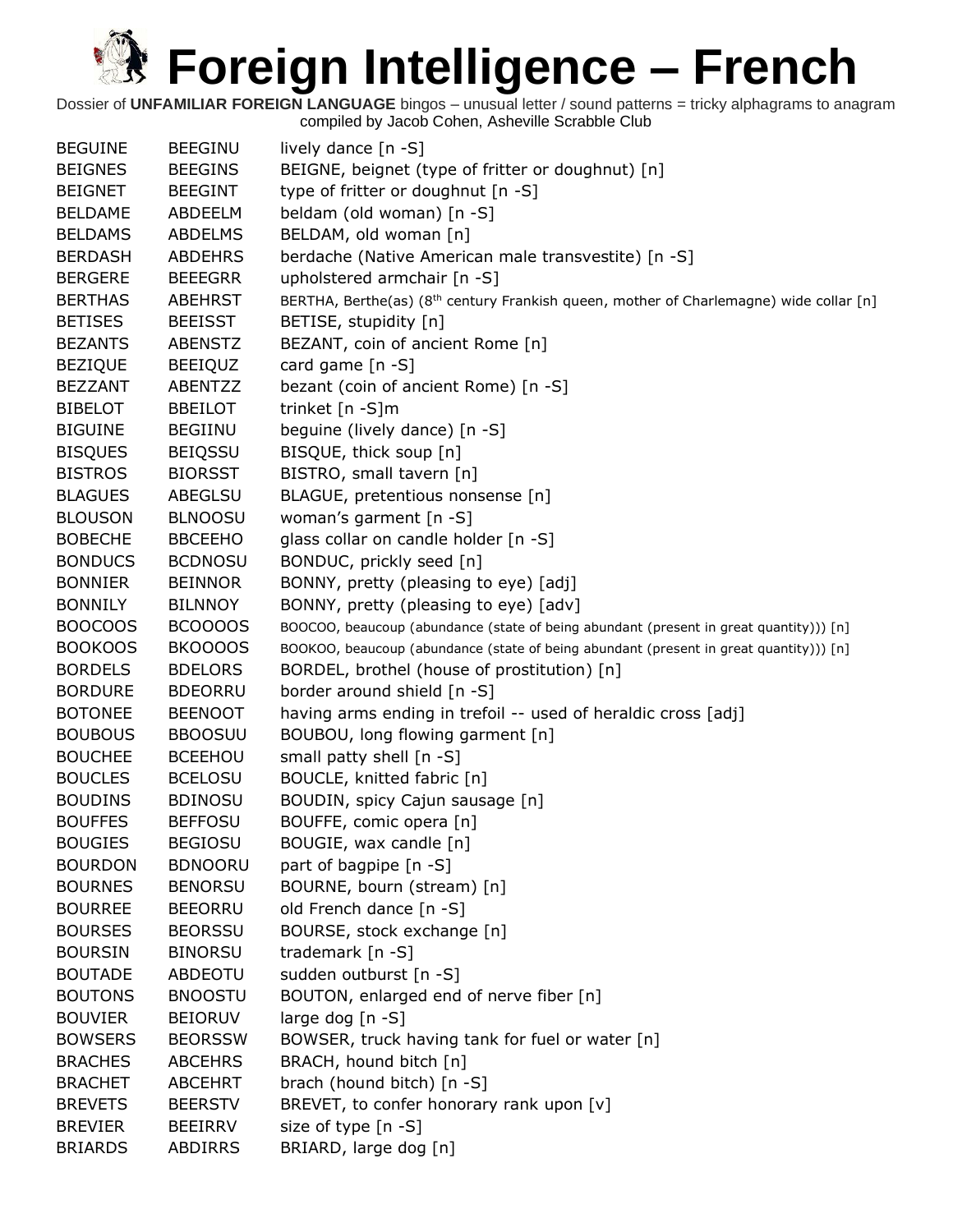# Foreign Intelligence – French

Dossier of **UNFAMILIAR FOREIGN LANGUAGE** bingos – unusual letter / sound patterns = tricky alphagrams to anagram compiled by Jacob Cohen, Asheville Scrabble Club

| | | |
|---|---|---|
| BEGUINE | BEEGINU | lively dance [n -S] |
| BEIGNES | BEEGINS | BEIGNE, beignet (type of fritter or doughnut) [n] |
| BEIGNET | BEEGINT | type of fritter or doughnut [n -S] |
| BELDAME | ABDEELM | beldam (old woman) [n -S] |
| BELDAMS | ABDELMS | BELDAM, old woman [n] |
| BERDASH | ABDEHRS | berdache (Native American male transvestite) [n -S] |
| BERGERE | BEEEGRR | upholstered armchair [n -S] |
| BERTHAS | ABEHRST | BERTHA, Berthe(as) (8th century Frankish queen, mother of Charlemagne) wide collar [n] |
| BETISES | BEEISST | BETISE, stupidity [n] |
| BEZANTS | ABENSTZ | BEZANT, coin of ancient Rome [n] |
| BEZIQUE | BEEIQUZ | card game [n -S] |
| BEZZANT | ABENTZZ | bezant (coin of ancient Rome) [n -S] |
| BIBELOT | BBEILOT | trinket [n -S]m |
| BIGUINE | BEGIINU | beguine (lively dance) [n -S] |
| BISQUES | BEIQSSU | BISQUE, thick soup [n] |
| BISTROS | BIORSST | BISTRO, small tavern [n] |
| BLAGUES | ABEGLSU | BLAGUE, pretentious nonsense [n] |
| BLOUSON | BLNOOSU | woman's garment [n -S] |
| BOBECHE | BBCEEHO | glass collar on candle holder [n -S] |
| BONDUCS | BCDNOSU | BONDUC, prickly seed [n] |
| BONNIER | BEINNOR | BONNY, pretty (pleasing to eye) [adj] |
| BONNILY | BILNNOY | BONNY, pretty (pleasing to eye) [adv] |
| BOOCOOS | BCOOOOS | BOOCOO, beaucoup (abundance (state of being abundant (present in great quantity))) [n] |
| BOOKOOS | BKOOOOS | BOOKOO, beaucoup (abundance (state of being abundant (present in great quantity))) [n] |
| BORDELS | BDELORS | BORDEL, brothel (house of prostitution) [n] |
| BORDURE | BDEORRU | border around shield [n -S] |
| BOTONEE | BEENOOT | having arms ending in trefoil -- used of heraldic cross [adj] |
| BOUBOUS | BBOOSUU | BOUBOU, long flowing garment [n] |
| BOUCHEE | BCEEHOU | small patty shell [n -S] |
| BOUCLES | BCELOSU | BOUCLE, knitted fabric [n] |
| BOUDINS | BDINOSU | BOUDIN, spicy Cajun sausage [n] |
| BOUFFES | BEFFOSU | BOUFFE, comic opera [n] |
| BOUGIES | BEGIOSU | BOUGIE, wax candle [n] |
| BOURDON | BDNOORU | part of bagpipe [n -S] |
| BOURNES | BENORSU | BOURNE, bourn (stream) [n] |
| BOURREE | BEEORRU | old French dance [n -S] |
| BOURSES | BEORSSU | BOURSE, stock exchange [n] |
| BOURSIN | BINORSU | trademark [n -S] |
| BOUTADE | ABDEOTU | sudden outburst [n -S] |
| BOUTONS | BNOOSTU | BOUTON, enlarged end of nerve fiber [n] |
| BOUVIER | BEIORUV | large dog [n -S] |
| BOWSERS | BEORSSW | BOWSER, truck having tank for fuel or water [n] |
| BRACHES | ABCEHRS | BRACH, hound bitch [n] |
| BRACHET | ABCEHRT | brach (hound bitch) [n -S] |
| BREVETS | BEERSTV | BREVET, to confer honorary rank upon [v] |
| BREVIER | BEEIRRV | size of type [n -S] |
| BRIARDS | ABDIRRS | BRIARD, large dog [n] |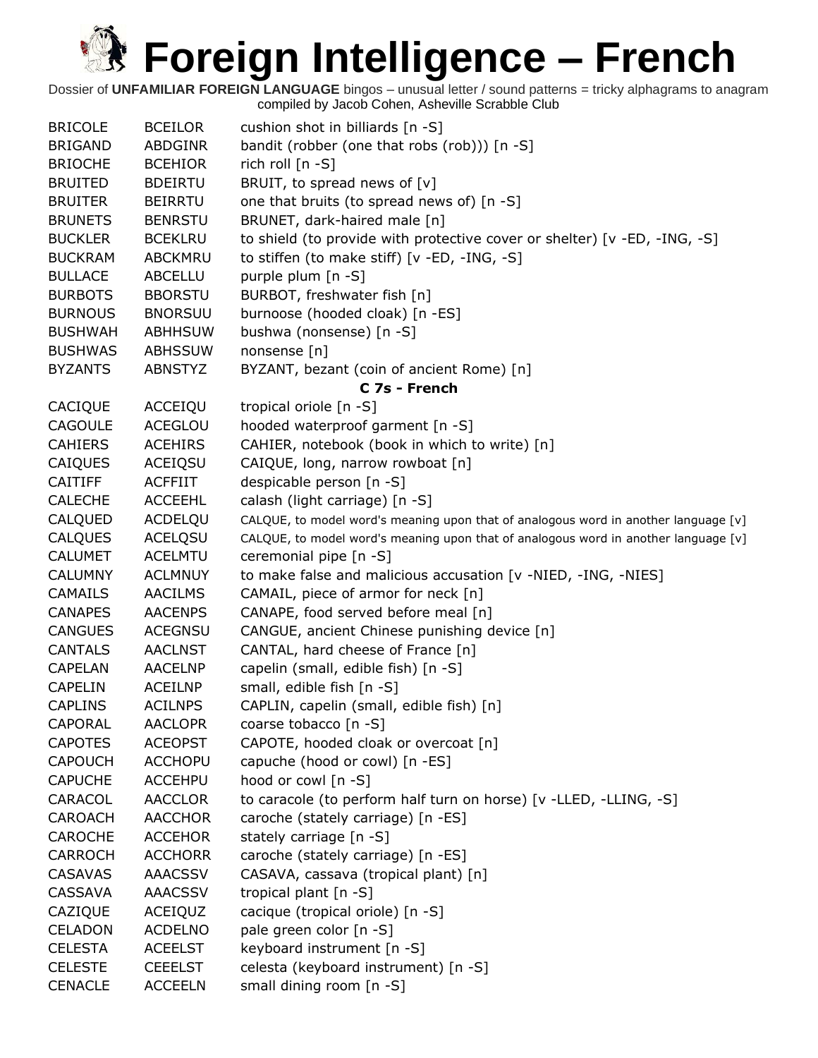# Foreign Intelligence – French

Dossier of **UNFAMILIAR FOREIGN LANGUAGE** bingos – unusual letter / sound patterns = tricky alphagrams to anagram
compiled by Jacob Cohen, Asheville Scrabble Club

| | | |
|---|---|---|
| BRICOLE | BCEILOR | cushion shot in billiards [n -S] |
| BRIGAND | ABDGINR | bandit (robber (one that robs (rob))) [n -S] |
| BRIOCHE | BCEHIOR | rich roll [n -S] |
| BRUITED | BDEIRTU | BRUIT, to spread news of [v] |
| BRUITER | BEIRRTU | one that bruits (to spread news of) [n -S] |
| BRUNETS | BENRSTU | BRUNET, dark-haired male [n] |
| BUCKLER | BCEKLRU | to shield (to provide with protective cover or shelter) [v -ED, -ING, -S] |
| BUCKRAM | ABCKMRU | to stiffen (to make stiff) [v -ED, -ING, -S] |
| BULLACE | ABCELLU | purple plum [n -S] |
| BURBOTS | BBORSTU | BURBOT, freshwater fish [n] |
| BURNOUS | BNORSUU | burnoose (hooded cloak) [n -ES] |
| BUSHWAH | ABHHSUW | bushwa (nonsense) [n -S] |
| BUSHWAS | ABHSSUW | nonsense [n] |
| BYZANTS | ABNSTYZ | BYZANT, bezant (coin of ancient Rome) [n] |

**C 7s - French**

| | | |
|---|---|---|
| CACIQUE | ACCEIQU | tropical oriole [n -S] |
| CAGOULE | ACEGLOU | hooded waterproof garment [n -S] |
| CAHIERS | ACEHIRS | CAHIER, notebook (book in which to write) [n] |
| CAIQUES | ACEIQSU | CAIQUE, long, narrow rowboat [n] |
| CAITIFF | ACFFIIT | despicable person [n -S] |
| CALECHE | ACCEEHL | calash (light carriage) [n -S] |
| CALQUED | ACDELQU | CALQUE, to model word's meaning upon that of analogous word in another language [v] |
| CALQUES | ACELQSU | CALQUE, to model word's meaning upon that of analogous word in another language [v] |
| CALUMET | ACELMTU | ceremonial pipe [n -S] |
| CALUMNY | ACLMNUY | to make false and malicious accusation [v -NIED, -ING, -NIES] |
| CAMAILS | AACILMS | CAMAIL, piece of armor for neck [n] |
| CANAPES | AACENPS | CANAPE, food served before meal [n] |
| CANGUES | ACEGNSU | CANGUE, ancient Chinese punishing device [n] |
| CANTALS | AACLNST | CANTAL, hard cheese of France [n] |
| CAPELAN | AACELNP | capelin (small, edible fish) [n -S] |
| CAPELIN | ACEILNP | small, edible fish [n -S] |
| CAPLINS | ACILNPS | CAPLIN, capelin (small, edible fish) [n] |
| CAPORAL | AACLOPR | coarse tobacco [n -S] |
| CAPOTES | ACEOPST | CAPOTE, hooded cloak or overcoat [n] |
| CAPOUCH | ACCHOPU | capuche (hood or cowl) [n -ES] |
| CAPUCHE | ACCEHPU | hood or cowl [n -S] |
| CARACOL | AACCLOR | to caracole (to perform half turn on horse) [v -LLED, -LLING, -S] |
| CAROACH | AACCHOR | caroche (stately carriage) [n -ES] |
| CAROCHE | ACCEHOR | stately carriage [n -S] |
| CARROCH | ACCHORR | caroche (stately carriage) [n -ES] |
| CASAVAS | AAACSSV | CASAVA, cassava (tropical plant) [n] |
| CASSAVA | AAACSSV | tropical plant [n -S] |
| CAZIQUE | ACEIQUZ | cacique (tropical oriole) [n -S] |
| CELADON | ACDELNO | pale green color [n -S] |
| CELESTA | ACEELST | keyboard instrument [n -S] |
| CELESTE | CEEELST | celesta (keyboard instrument) [n -S] |
| CENACLE | ACCEELN | small dining room [n -S] |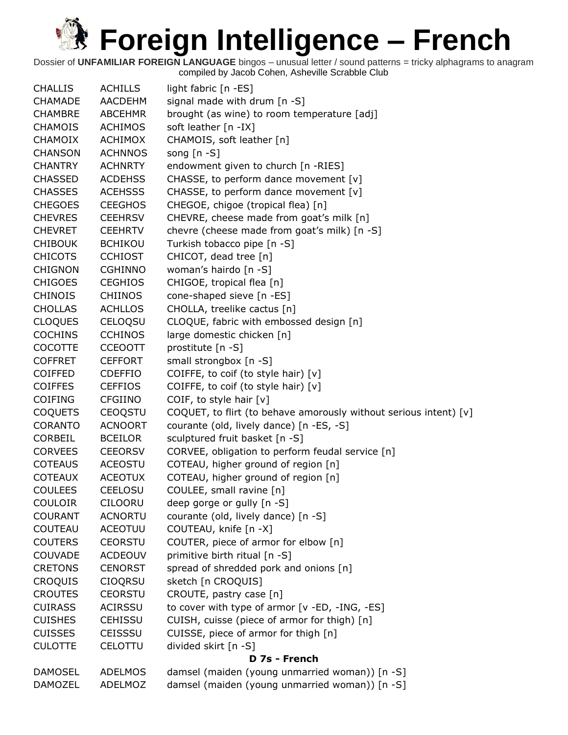# Foreign Intelligence – French

Dossier of **UNFAMILIAR FOREIGN LANGUAGE** bingos – unusual letter / sound patterns = tricky alphagrams to anagram
compiled by Jacob Cohen, Asheville Scrabble Club

| | | |
|---|---|---|
| CHALLIS | ACHILLS | light fabric [n -ES] |
| CHAMADE | AACDEHM | signal made with drum [n -S] |
| CHAMBRE | ABCEHMR | brought (as wine) to room temperature [adj] |
| CHAMOIS | ACHIMOS | soft leather [n -IX] |
| CHAMOIX | ACHIMOX | CHAMOIS, soft leather [n] |
| CHANSON | ACHNNOS | song [n -S] |
| CHANTRY | ACHNRTY | endowment given to church [n -RIES] |
| CHASSED | ACDEHSS | CHASSE, to perform dance movement [v] |
| CHASSES | ACEHSSS | CHASSE, to perform dance movement [v] |
| CHEGOES | CEEGHOS | CHEGOE, chigoe (tropical flea) [n] |
| CHEVRES | CEEHRSV | CHEVRE, cheese made from goat's milk [n] |
| CHEVRET | CEEHRTV | chevre (cheese made from goat's milk) [n -S] |
| CHIBOUK | BCHIKOU | Turkish tobacco pipe [n -S] |
| CHICOTS | CCHIOST | CHICOT, dead tree [n] |
| CHIGNON | CGHINNO | woman's hairdo [n -S] |
| CHIGOES | CEGHIOS | CHIGOE, tropical flea [n] |
| CHINOIS | CHIINOS | cone-shaped sieve [n -ES] |
| CHOLLAS | ACHLLOS | CHOLLA, treelike cactus [n] |
| CLOQUES | CELOQSU | CLOQUE, fabric with embossed design [n] |
| COCHINS | CCHINOS | large domestic chicken [n] |
| COCOTTE | CCEOOTT | prostitute [n -S] |
| COFFRET | CEFFORT | small strongbox [n -S] |
| COIFFED | CDEFFIO | COIFFE, to coif (to style hair) [v] |
| COIFFES | CEFFIOS | COIFFE, to coif (to style hair) [v] |
| COIFING | CFGIINO | COIF, to style hair [v] |
| COQUETS | CEOQSTU | COQUET, to flirt (to behave amorously without serious intent) [v] |
| CORANTO | ACNOORT | courante (old, lively dance) [n -ES, -S] |
| CORBEIL | BCEILOR | sculptured fruit basket [n -S] |
| CORVEES | CEEORSV | CORVEE, obligation to perform feudal service [n] |
| COTEAUS | ACEOSTU | COTEAU, higher ground of region [n] |
| COTEAUX | ACEOTUX | COTEAU, higher ground of region [n] |
| COULEES | CEELOSU | COULEE, small ravine [n] |
| COULOIR | CILOORU | deep gorge or gully [n -S] |
| COURANT | ACNORTU | courante (old, lively dance) [n -S] |
| COUTEAU | ACEOTUU | COUTEAU, knife [n -X] |
| COUTERS | CEORSTU | COUTER, piece of armor for elbow [n] |
| COUVADE | ACDEOUV | primitive birth ritual [n -S] |
| CRETONS | CENORST | spread of shredded pork and onions [n] |
| CROQUIS | CIOQRSU | sketch [n CROQUIS] |
| CROUTES | CEORSTU | CROUTE, pastry case [n] |
| CUIRASS | ACIRSSU | to cover with type of armor [v -ED, -ING, -ES] |
| CUISHES | CEHISSU | CUISH, cuisse (piece of armor for thigh) [n] |
| CUISSES | CEISSSU | CUISSE, piece of armor for thigh [n] |
| CULOTTE | CELOTTU | divided skirt [n -S] |
| | | **D 7s - French** |
| DAMOSEL | ADELMOS | damsel (maiden (young unmarried woman)) [n -S] |
| DAMOZEL | ADELMOZ | damsel (maiden (young unmarried woman)) [n -S] |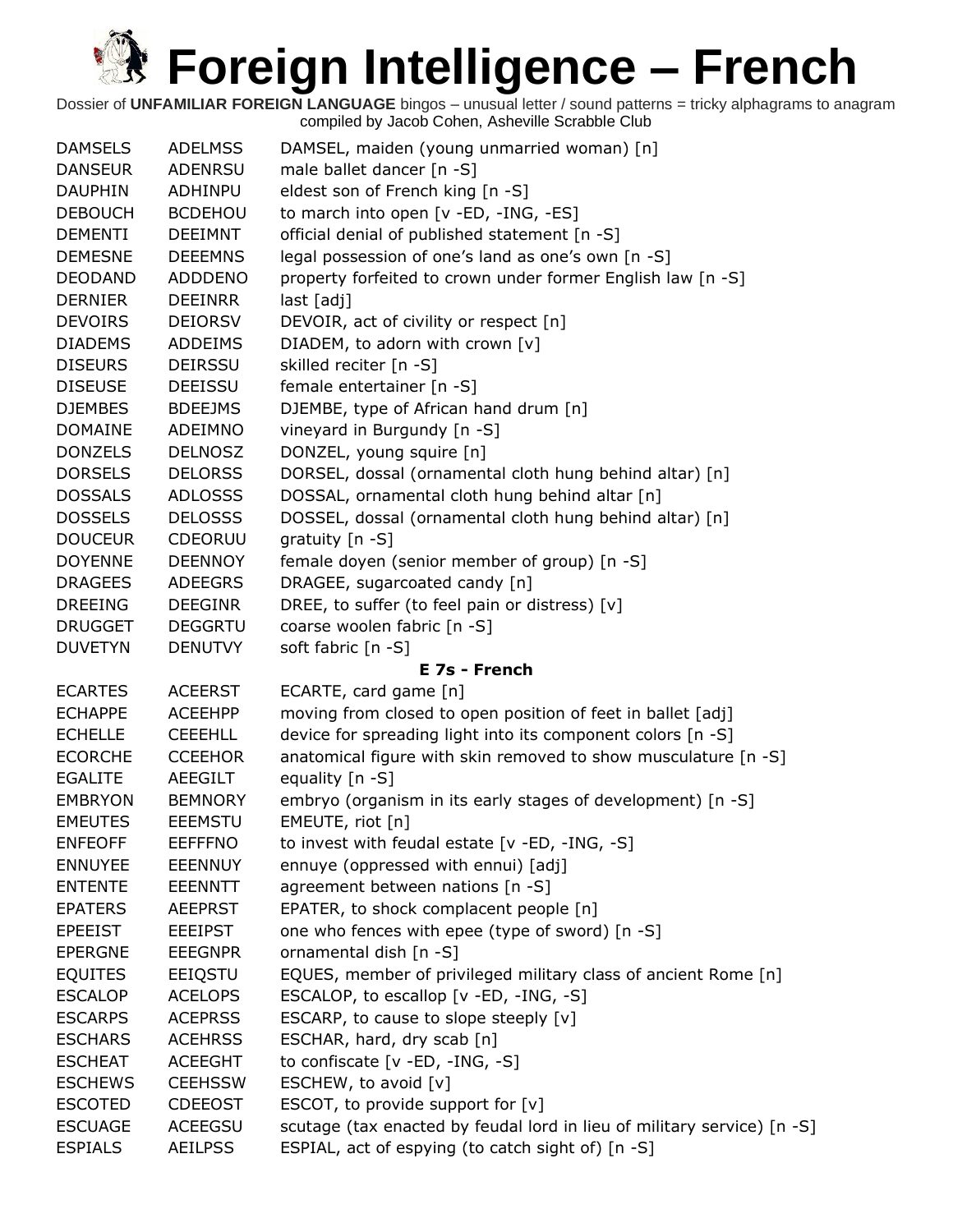# Foreign Intelligence – French

Dossier of **UNFAMILIAR FOREIGN LANGUAGE** bingos – unusual letter / sound patterns = tricky alphagrams to anagram compiled by Jacob Cohen, Asheville Scrabble Club

| | | |
|---|---|---|
| DAMSELS | ADELMSS | DAMSEL, maiden (young unmarried woman) [n] |
| DANSEUR | ADENRSU | male ballet dancer [n -S] |
| DAUPHIN | ADHINPU | eldest son of French king [n -S] |
| DEBOUCH | BCDEHOU | to march into open [v -ED, -ING, -ES] |
| DEMENTI | DEEIMNT | official denial of published statement [n -S] |
| DEMESNE | DEEEMNS | legal possession of one's land as one's own [n -S] |
| DEODAND | ADDDENO | property forfeited to crown under former English law [n -S] |
| DERNIER | DEEINRR | last [adj] |
| DEVOIRS | DEIORSV | DEVOIR, act of civility or respect [n] |
| DIADEMS | ADDEIMS | DIADEM, to adorn with crown [v] |
| DISEURS | DEIRSSU | skilled reciter [n -S] |
| DISEUSE | DEEISSU | female entertainer [n -S] |
| DJEMBES | BDEEJMS | DJEMBE, type of African hand drum [n] |
| DOMAINE | ADEIMNO | vineyard in Burgundy [n -S] |
| DONZELS | DELNOSZ | DONZEL, young squire [n] |
| DORSELS | DELORSS | DORSEL, dossal (ornamental cloth hung behind altar) [n] |
| DOSSALS | ADLOSSS | DOSSAL, ornamental cloth hung behind altar [n] |
| DOSSELS | DELOSSS | DOSSEL, dossal (ornamental cloth hung behind altar) [n] |
| DOUCEUR | CDEORUU | gratuity [n -S] |
| DOYENNE | DEENNOY | female doyen (senior member of group) [n -S] |
| DRAGEES | ADEEGRS | DRAGEE, sugarcoated candy [n] |
| DREEING | DEEGINR | DREE, to suffer (to feel pain or distress) [v] |
| DRUGGET | DEGGRTU | coarse woolen fabric [n -S] |
| DUVETYN | DENUTVY | soft fabric [n -S] |

**E 7s - French**

| | | |
|---|---|---|
| ECARTES | ACEERST | ECARTE, card game [n] |
| ECHAPPE | ACEEHPP | moving from closed to open position of feet in ballet [adj] |
| ECHELLE | CEEEHLL | device for spreading light into its component colors [n -S] |
| ECORCHE | CCEEHOR | anatomical figure with skin removed to show musculature [n -S] |
| EGALITE | AEEGILT | equality [n -S] |
| EMBRYON | BEMNORY | embryo (organism in its early stages of development) [n -S] |
| EMEUTES | EEEMSTU | EMEUTE, riot [n] |
| ENFEOFF | EEFFFNO | to invest with feudal estate [v -ED, -ING, -S] |
| ENNUYEE | EEENNUY | ennuye (oppressed with ennui) [adj] |
| ENTENTE | EEENNTT | agreement between nations [n -S] |
| EPATERS | AEEPRST | EPATER, to shock complacent people [n] |
| EPEEIST | EEEIPST | one who fences with epee (type of sword) [n -S] |
| EPERGNE | EEEGNPR | ornamental dish [n -S] |
| EQUITES | EEIQSTU | EQUES, member of privileged military class of ancient Rome [n] |
| ESCALOP | ACELOPS | ESCALOP, to escallop [v -ED, -ING, -S] |
| ESCARPS | ACEPRSS | ESCARP, to cause to slope steeply [v] |
| ESCHARS | ACEHRSS | ESCHAR, hard, dry scab [n] |
| ESCHEAT | ACEEGHT | to confiscate [v -ED, -ING, -S] |
| ESCHEWS | CEEHSSW | ESCHEW, to avoid [v] |
| ESCOTED | CDEEOST | ESCOT, to provide support for [v] |
| ESCUAGE | ACEEGSU | scutage (tax enacted by feudal lord in lieu of military service) [n -S] |
| ESPIALS | AEILPSS | ESPIAL, act of espying (to catch sight of) [n -S] |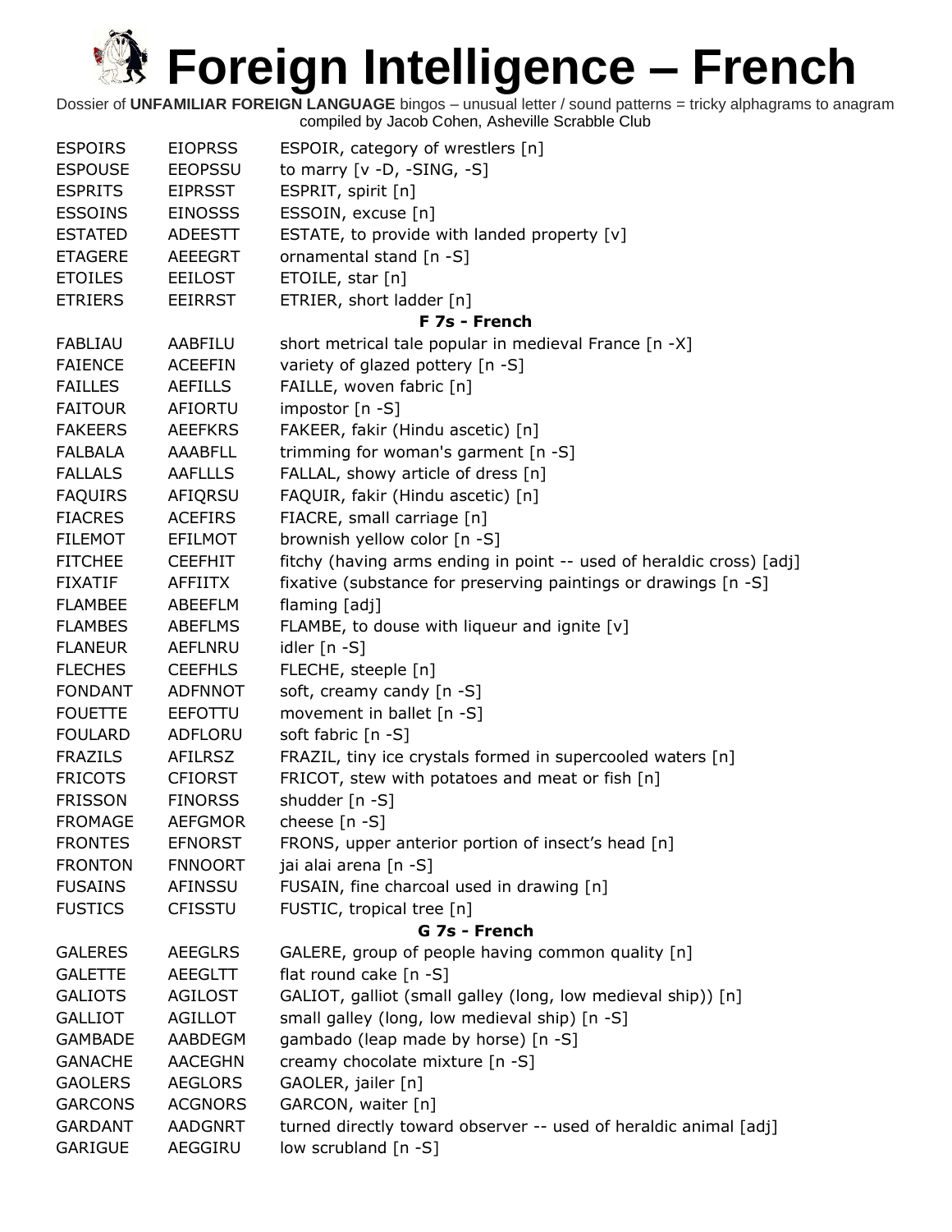# Foreign Intelligence – French

Dossier of **UNFAMILIAR FOREIGN LANGUAGE** bingos – unusual letter / sound patterns = tricky alphagrams to anagram
compiled by Jacob Cohen, Asheville Scrabble Club

| | | |
|---|---|---|
| ESPOIRS | EIOPRSS | ESPOIR, category of wrestlers [n] |
| ESPOUSE | EEOPSSU | to marry [v -D, -SING, -S] |
| ESPRITS | EIPRSST | ESPRIT, spirit [n] |
| ESSOINS | EINOSSS | ESSOIN, excuse [n] |
| ESTATED | ADEESTT | ESTATE, to provide with landed property [v] |
| ETAGERE | AEEEGRT | ornamental stand [n -S] |
| ETOILES | EEILOST | ETOILE, star [n] |
| ETRIERS | EEIRRST | ETRIER, short ladder [n] |
| | | **F 7s - French** |
| FABLIAU | AABFILU | short metrical tale popular in medieval France [n -X] |
| FAIENCE | ACEEFIN | variety of glazed pottery [n -S] |
| FAILLES | AEFILLS | FAILLE, woven fabric [n] |
| FAITOUR | AFIORTU | impostor [n -S] |
| FAKEERS | AEEFKRS | FAKEER, fakir (Hindu ascetic) [n] |
| FALBALA | AAABFLL | trimming for woman's garment [n -S] |
| FALLALS | AAFLLLS | FALLAL, showy article of dress [n] |
| FAQUIRS | AFIQRSU | FAQUIR, fakir (Hindu ascetic) [n] |
| FIACRES | ACEFIRS | FIACRE, small carriage [n] |
| FILEMOT | EFILMOT | brownish yellow color [n -S] |
| FITCHEE | CEEFHIT | fitchy (having arms ending in point -- used of heraldic cross) [adj] |
| FIXATIF | AFFIITX | fixative (substance for preserving paintings or drawings [n -S] |
| FLAMBEE | ABEEFLM | flaming [adj] |
| FLAMBES | ABEFLMS | FLAMBE, to douse with liqueur and ignite [v] |
| FLANEUR | AEFLNRU | idler [n -S] |
| FLECHES | CEEFHLS | FLECHE, steeple [n] |
| FONDANT | ADFNNOT | soft, creamy candy [n -S] |
| FOUETTE | EEFOTTU | movement in ballet [n -S] |
| FOULARD | ADFLORU | soft fabric [n -S] |
| FRAZILS | AFILRSZ | FRAZIL, tiny ice crystals formed in supercooled waters [n] |
| FRICOTS | CFIORST | FRICOT, stew with potatoes and meat or fish [n] |
| FRISSON | FINORSS | shudder [n -S] |
| FROMAGE | AEFGMOR | cheese [n -S] |
| FRONTES | EFNORST | FRONS, upper anterior portion of insect's head [n] |
| FRONTON | FNNOORT | jai alai arena [n -S] |
| FUSAINS | AFINSSU | FUSAIN, fine charcoal used in drawing [n] |
| FUSTICS | CFISSTU | FUSTIC, tropical tree [n] |
| | | **G 7s - French** |
| GALERES | AEEGLRS | GALERE, group of people having common quality [n] |
| GALETTE | AEEGLTT | flat round cake [n -S] |
| GALIOTS | AGILOST | GALIOT, galliot (small galley (long, low medieval ship)) [n] |
| GALLIOT | AGILLOT | small galley (long, low medieval ship) [n -S] |
| GAMBADE | AABDEGM | gambado (leap made by horse) [n -S] |
| GANACHE | AACEGHN | creamy chocolate mixture [n -S] |
| GAOLERS | AEGLORS | GAOLER, jailer [n] |
| GARCONS | ACGNORS | GARCON, waiter [n] |
| GARDANT | AADGNRT | turned directly toward observer -- used of heraldic animal [adj] |
| GARIGUE | AEGGIRU | low scrubland [n -S] |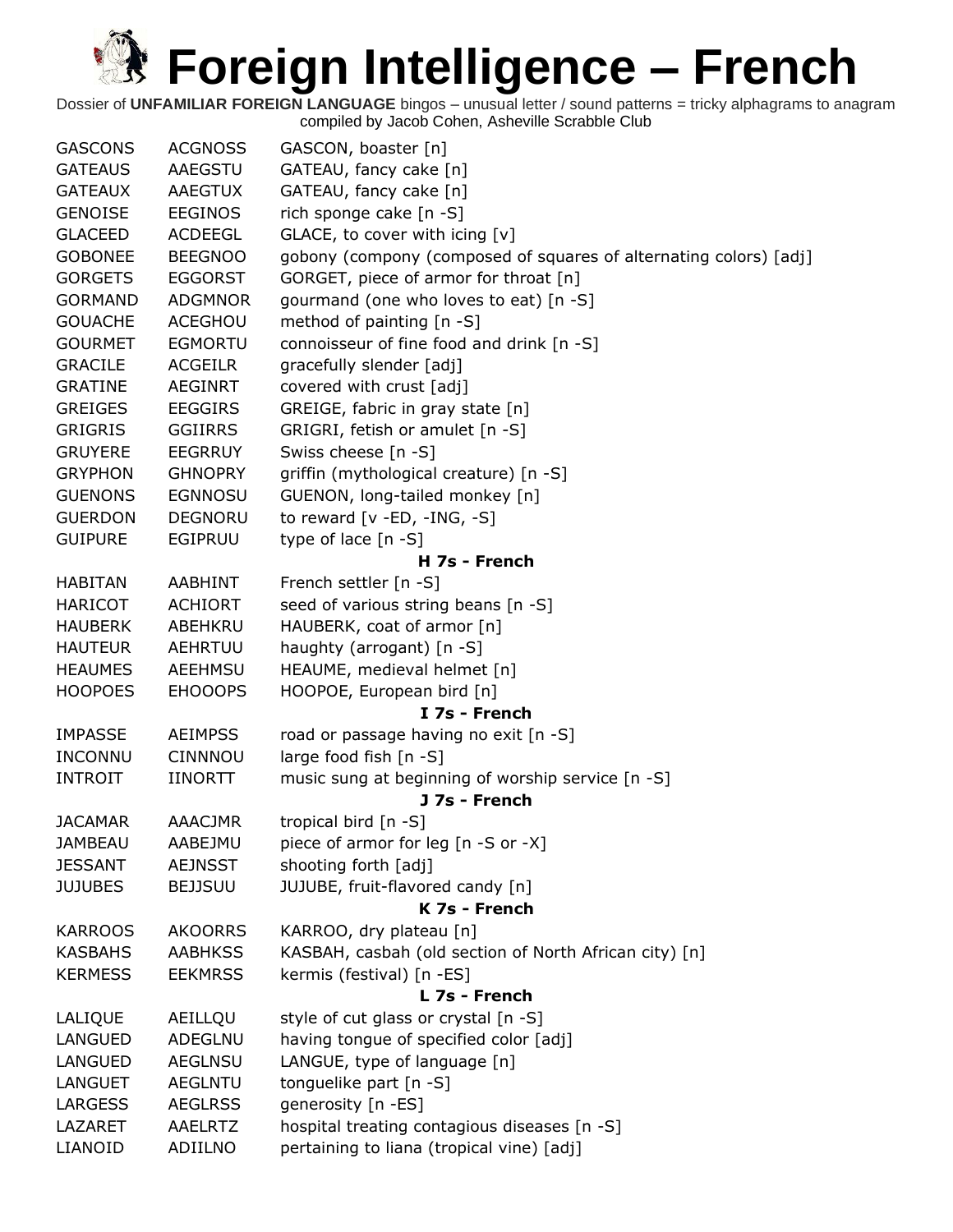# Foreign Intelligence – French

Dossier of **UNFAMILIAR FOREIGN LANGUAGE** bingos – unusual letter / sound patterns = tricky alphagrams to anagram
compiled by Jacob Cohen, Asheville Scrabble Club

| | | |
|---|---|---|
| GASCONS | ACGNOSS | GASCON, boaster [n] |
| GATEAUS | AAEGSTU | GATEAU, fancy cake [n] |
| GATEAUX | AAEGTUX | GATEAU, fancy cake [n] |
| GENOISE | EEGINOS | rich sponge cake [n -S] |
| GLACEED | ACDEEGL | GLACE, to cover with icing [v] |
| GOBONEE | BEEGNOO | gobony (compony (composed of squares of alternating colors) [adj] |
| GORGETS | EGGORST | GORGET, piece of armor for throat [n] |
| GORMAND | ADGMNOR | gourmand (one who loves to eat) [n -S] |
| GOUACHE | ACEGHOU | method of painting [n -S] |
| GOURMET | EGMORTU | connoisseur of fine food and drink [n -S] |
| GRACILE | ACGEILR | gracefully slender [adj] |
| GRATINE | AEGINRT | covered with crust [adj] |
| GREIGES | EEGGIRS | GREIGE, fabric in gray state [n] |
| GRIGRIS | GGIIRRS | GRIGRI, fetish or amulet [n -S] |
| GRUYERE | EEGRRUY | Swiss cheese [n -S] |
| GRYPHON | GHNOPRY | griffin (mythological creature) [n -S] |
| GUENONS | EGNNOSU | GUENON, long-tailed monkey [n] |
| GUERDON | DEGNORU | to reward [v -ED, -ING, -S] |
| GUIPURE | EGIPRUU | type of lace [n -S] |
| | | **H 7s - French** |
| HABITAN | AABHINT | French settler [n -S] |
| HARICOT | ACHIORT | seed of various string beans [n -S] |
| HAUBERK | ABEHKRU | HAUBERK, coat of armor [n] |
| HAUTEUR | AEHRTUU | haughty (arrogant) [n -S] |
| HEAUMES | AEEHMSU | HEAUME, medieval helmet [n] |
| HOOPOES | EHOOOPS | HOOPOE, European bird [n] |
| | | **I 7s - French** |
| IMPASSE | AEIMPSS | road or passage having no exit [n -S] |
| INCONNU | CINNNOU | large food fish [n -S] |
| INTROIT | IINORTT | music sung at beginning of worship service [n -S] |
| | | **J 7s - French** |
| JACAMAR | AAACJMR | tropical bird [n -S] |
| JAMBEAU | AABEJMU | piece of armor for leg [n -S or -X] |
| JESSANT | AEJNSST | shooting forth [adj] |
| JUJUBES | BEJJSUU | JUJUBE, fruit-flavored candy [n] |
| | | **K 7s - French** |
| KARROOS | AKOORRS | KARROO, dry plateau [n] |
| KASBAHS | AABHKSS | KASBAH, casbah (old section of North African city) [n] |
| KERMESS | EEKMRSS | kermis (festival) [n -ES] |
| | | **L 7s - French** |
| LALIQUE | AEILLQU | style of cut glass or crystal [n -S] |
| LANGUED | ADEGLNU | having tongue of specified color [adj] |
| LANGUED | AEGLNSU | LANGUE, type of language [n] |
| LANGUET | AEGLNTU | tonguelike part [n -S] |
| LARGESS | AEGLRSS | generosity [n -ES] |
| LAZARET | AAELRTZ | hospital treating contagious diseases [n -S] |
| LIANOID | ADIILNO | pertaining to liana (tropical vine) [adj] |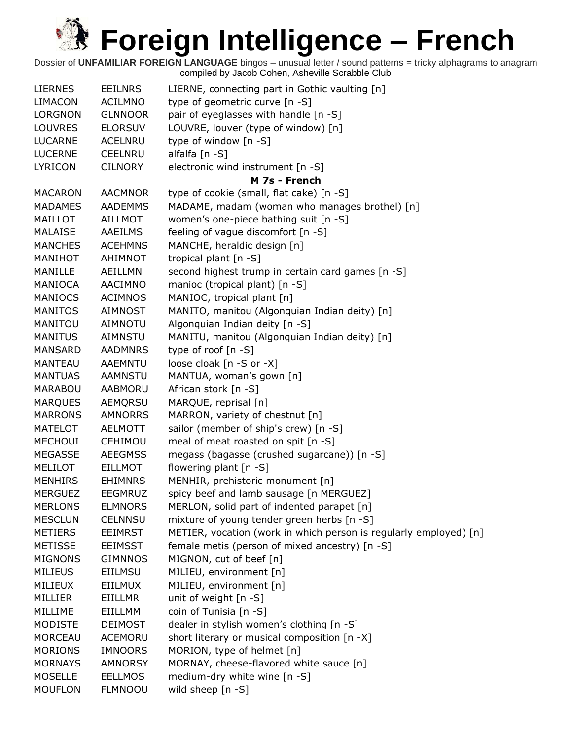# Foreign Intelligence – French

Dossier of **UNFAMILIAR FOREIGN LANGUAGE** bingos – unusual letter / sound patterns = tricky alphagrams to anagram
compiled by Jacob Cohen, Asheville Scrabble Club

| | | |
|---|---|---|
| LIERNES | EEILNRS | LIERNE, connecting part in Gothic vaulting [n] |
| LIMACON | ACILMNO | type of geometric curve [n -S] |
| LORGNON | GLNNOOR | pair of eyeglasses with handle [n -S] |
| LOUVRES | ELORSUV | LOUVRE, louver (type of window) [n] |
| LUCARNE | ACELNRU | type of window [n -S] |
| LUCERNE | CEELNRU | alfalfa [n -S] |
| LYRICON | CILNORY | electronic wind instrument [n -S] |
| | | **M 7s - French** |
| MACARON | AACMNOR | type of cookie (small, flat cake) [n -S] |
| MADAMES | AADEMMS | MADAME, madam (woman who manages brothel) [n] |
| MAILLOT | AILLMOT | women's one-piece bathing suit [n -S] |
| MALAISE | AAEILMS | feeling of vague discomfort [n -S] |
| MANCHES | ACEHMNS | MANCHE, heraldic design [n] |
| MANIHOT | AHIMNOT | tropical plant [n -S] |
| MANILLE | AEILLMN | second highest trump in certain card games [n -S] |
| MANIOCA | AACIMNO | manioc (tropical plant) [n -S] |
| MANIOCS | ACIMNOS | MANIOC, tropical plant [n] |
| MANITOS | AIMNOST | MANITO, manitou (Algonquian Indian deity) [n] |
| MANITOU | AIMNOTU | Algonquian Indian deity [n -S] |
| MANITUS | AIMNSTU | MANITU, manitou (Algonquian Indian deity) [n] |
| MANSARD | AADMNRS | type of roof [n -S] |
| MANTEAU | AAEMNTU | loose cloak [n -S or -X] |
| MANTUAS | AAMNSTU | MANTUA, woman's gown [n] |
| MARABOU | AABMORU | African stork [n -S] |
| MARQUES | AEMQRSU | MARQUE, reprisal [n] |
| MARRONS | AMNORRS | MARRON, variety of chestnut [n] |
| MATELOT | AELMOTT | sailor (member of ship's crew) [n -S] |
| MECHOUI | CEHIMOU | meal of meat roasted on spit [n -S] |
| MEGASSE | AEEGMSS | megass (bagasse (crushed sugarcane)) [n -S] |
| MELILOT | EILLMOT | flowering plant [n -S] |
| MENHIRS | EHIMNRS | MENHIR, prehistoric monument [n] |
| MERGUEZ | EEGMRUZ | spicy beef and lamb sausage [n MERGUEZ] |
| MERLONS | ELMNORS | MERLON, solid part of indented parapet [n] |
| MESCLUN | CELNNSU | mixture of young tender green herbs [n -S] |
| METIERS | EEIMRST | METIER, vocation (work in which person is regularly employed) [n] |
| METISSE | EEIMSST | female metis (person of mixed ancestry) [n -S] |
| MIGNONS | GIMNNOS | MIGNON, cut of beef [n] |
| MILIEUS | EIILMSU | MILIEU, environment [n] |
| MILIEUX | EIILMUX | MILIEU, environment [n] |
| MILLIER | EIILLMR | unit of weight [n -S] |
| MILLIME | EIILLMM | coin of Tunisia [n -S] |
| MODISTE | DEIMOST | dealer in stylish women's clothing [n -S] |
| MORCEAU | ACEMORU | short literary or musical composition [n -X] |
| MORIONS | IMNOORS | MORION, type of helmet [n] |
| MORNAYS | AMNORSY | MORNAY, cheese-flavored white sauce [n] |
| MOSELLE | EELLMOS | medium-dry white wine [n -S] |
| MOUFLON | FLMNOOU | wild sheep [n -S] |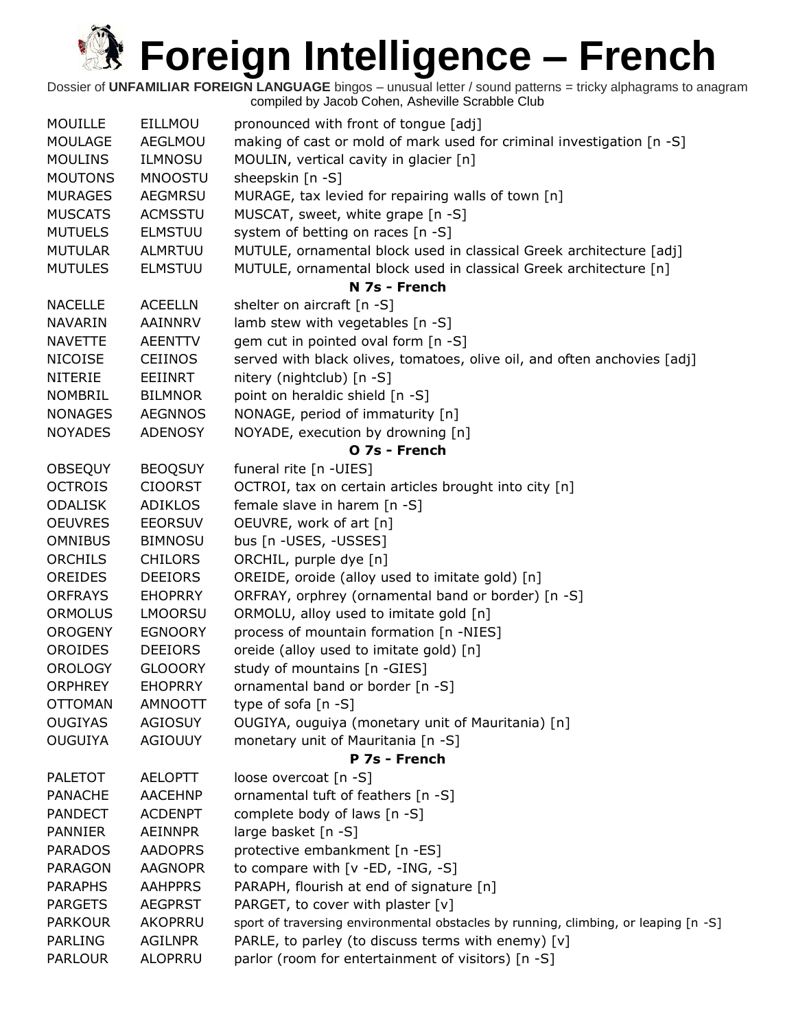# Foreign Intelligence – French

Dossier of **UNFAMILIAR FOREIGN LANGUAGE** bingos – unusual letter / sound patterns = tricky alphagrams to anagram compiled by Jacob Cohen, Asheville Scrabble Club

| | | |
|---|---|---|
| MOUILLE | EILLMOU | pronounced with front of tongue [adj] |
| MOULAGE | AEGLMOU | making of cast or mold of mark used for criminal investigation [n -S] |
| MOULINS | ILMNOSU | MOULIN, vertical cavity in glacier [n] |
| MOUTONS | MNOOSTU | sheepskin [n -S] |
| MURAGES | AEGMRSU | MURAGE, tax levied for repairing walls of town [n] |
| MUSCATS | ACMSSTU | MUSCAT, sweet, white grape [n -S] |
| MUTUELS | ELMSTUU | system of betting on races [n -S] |
| MUTULAR | ALMRTUU | MUTULE, ornamental block used in classical Greek architecture [adj] |
| MUTULES | ELMSTUU | MUTULE, ornamental block used in classical Greek architecture [n] |
| | | **N 7s - French** |
| NACELLE | ACEELLN | shelter on aircraft [n -S] |
| NAVARIN | AAINNRV | lamb stew with vegetables [n -S] |
| NAVETTE | AEENTTV | gem cut in pointed oval form [n -S] |
| NICOISE | CEIINOS | served with black olives, tomatoes, olive oil, and often anchovies [adj] |
| NITERIE | EEIINRT | nitery (nightclub) [n -S] |
| NOMBRIL | BILMNOR | point on heraldic shield [n -S] |
| NONAGES | AEGNNOS | NONAGE, period of immaturity [n] |
| NOYADES | ADENOSY | NOYADE, execution by drowning [n] |
| | | **O 7s - French** |
| OBSEQUY | BEOQSUY | funeral rite [n -UIES] |
| OCTROIS | CIOORST | OCTROI, tax on certain articles brought into city [n] |
| ODALISK | ADIKLOS | female slave in harem [n -S] |
| OEUVRES | EEORSUV | OEUVRE, work of art [n] |
| OMNIBUS | BIMNOSU | bus [n -USES, -USSES] |
| ORCHILS | CHILORS | ORCHIL, purple dye [n] |
| OREIDES | DEEIORS | OREIDE, oroide (alloy used to imitate gold) [n] |
| ORFRAYS | EHOPRRY | ORFRAY, orphrey (ornamental band or border) [n -S] |
| ORMOLUS | LMOORSU | ORMOLU, alloy used to imitate gold [n] |
| OROGENY | EGNOORY | process of mountain formation [n -NIES] |
| OROIDES | DEEIORS | oreide (alloy used to imitate gold) [n] |
| OROLOGY | GLOOORY | study of mountains [n -GIES] |
| ORPHREY | EHOPRRY | ornamental band or border [n -S] |
| OTTOMAN | AMNOOTT | type of sofa [n -S] |
| OUGIYAS | AGIOSUY | OUGIYA, ouguiya (monetary unit of Mauritania) [n] |
| OUGUIYA | AGIOUUY | monetary unit of Mauritania [n -S] |
| | | **P 7s - French** |
| PALETOT | AELOPTT | loose overcoat [n -S] |
| PANACHE | AACEHNP | ornamental tuft of feathers [n -S] |
| PANDECT | ACDENPT | complete body of laws [n -S] |
| PANNIER | AEINNPR | large basket [n -S] |
| PARADOS | AADOPRS | protective embankment [n -ES] |
| PARAGON | AAGNOPR | to compare with [v -ED, -ING, -S] |
| PARAPHS | AAHPPRS | PARAPH, flourish at end of signature [n] |
| PARGETS | AEGPRST | PARGET, to cover with plaster [v] |
| PARKOUR | AKOPRRU | sport of traversing environmental obstacles by running, climbing, or leaping [n -S] |
| PARLING | AGILNPR | PARLE, to parley (to discuss terms with enemy) [v] |
| PARLOUR | ALOPRRU | parlor (room for entertainment of visitors) [n -S] |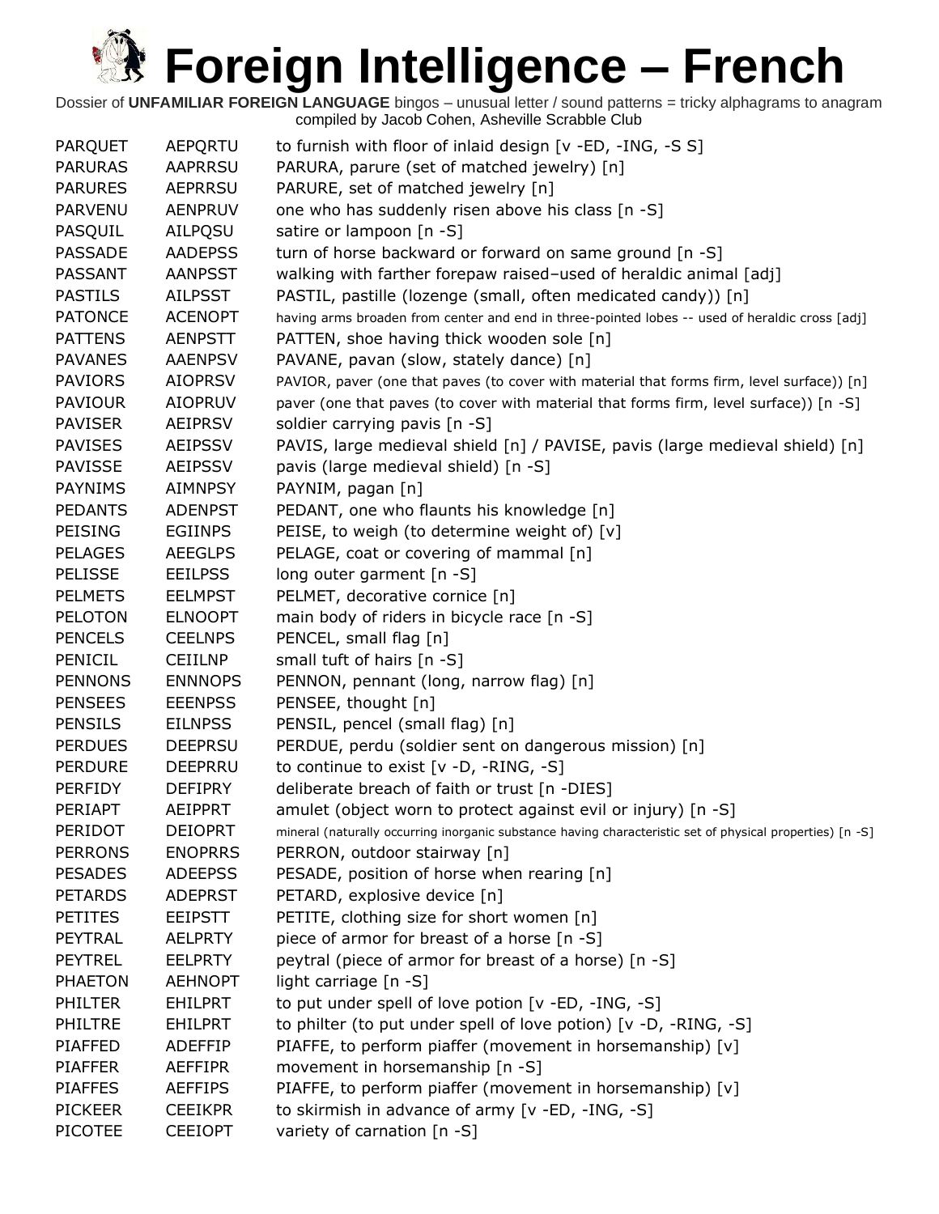# Foreign Intelligence – French

Dossier of **UNFAMILIAR FOREIGN LANGUAGE** bingos – unusual letter / sound patterns = tricky alphagrams to anagram
compiled by Jacob Cohen, Asheville Scrabble Club

| | | |
|---|---|---|
| PARQUET | AEPQRTU | to furnish with floor of inlaid design [v -ED, -ING, -S S] |
| PARURAS | AAPRRSU | PARURA, parure (set of matched jewelry) [n] |
| PARURES | AEPRRSU | PARURE, set of matched jewelry [n] |
| PARVENU | AENPRUV | one who has suddenly risen above his class [n -S] |
| PASQUIL | AILPQSU | satire or lampoon [n -S] |
| PASSADE | AADEPSS | turn of horse backward or forward on same ground [n -S] |
| PASSANT | AANPSST | walking with farther forepaw raised–used of heraldic animal [adj] |
| PASTILS | AILPSST | PASTIL, pastille (lozenge (small, often medicated candy)) [n] |
| PATONCE | ACENOPT | having arms broaden from center and end in three-pointed lobes -- used of heraldic cross [adj] |
| PATTENS | AENPSTT | PATTEN, shoe having thick wooden sole [n] |
| PAVANES | AAENPSV | PAVANE, pavan (slow, stately dance) [n] |
| PAVIORS | AIOPRSV | PAVIOR, paver (one that paves (to cover with material that forms firm, level surface)) [n] |
| PAVIOUR | AIOPRUV | paver (one that paves (to cover with material that forms firm, level surface)) [n -S] |
| PAVISER | AEIPRSV | soldier carrying pavis [n -S] |
| PAVISES | AEIPSSV | PAVIS, large medieval shield [n] / PAVISE, pavis (large medieval shield) [n] |
| PAVISSE | AEIPSSV | pavis (large medieval shield) [n -S] |
| PAYNIMS | AIMNPSY | PAYNIM, pagan [n] |
| PEDANTS | ADENPST | PEDANT, one who flaunts his knowledge [n] |
| PEISING | EGIINPS | PEISE, to weigh (to determine weight of) [v] |
| PELAGES | AEEGLPS | PELAGE, coat or covering of mammal [n] |
| PELISSE | EEILPSS | long outer garment [n -S] |
| PELMETS | EELMPST | PELMET, decorative cornice [n] |
| PELOTON | ELNOOPT | main body of riders in bicycle race [n -S] |
| PENCELS | CEELNPS | PENCEL, small flag [n] |
| PENICIL | CEIILNP | small tuft of hairs [n -S] |
| PENNONS | ENNNOPS | PENNON, pennant (long, narrow flag) [n] |
| PENSEES | EEENPSS | PENSEE, thought [n] |
| PENSILS | EILNPSS | PENSIL, pencel (small flag) [n] |
| PERDUES | DEEPRSU | PERDUE, perdu (soldier sent on dangerous mission) [n] |
| PERDURE | DEEPRRU | to continue to exist [v -D, -RING, -S] |
| PERFIDY | DEFIPRY | deliberate breach of faith or trust [n -DIES] |
| PERIAPT | AEIPPRT | amulet (object worn to protect against evil or injury) [n -S] |
| PERIDOT | DEIOPRT | mineral (naturally occurring inorganic substance having characteristic set of physical properties) [n -S] |
| PERRONS | ENOPRRS | PERRON, outdoor stairway [n] |
| PESADES | ADEEPSS | PESADE, position of horse when rearing [n] |
| PETARDS | ADEPRST | PETARD, explosive device [n] |
| PETITES | EEIPSTT | PETITE, clothing size for short women [n] |
| PEYTRAL | AELPRTY | piece of armor for breast of a horse [n -S] |
| PEYTREL | EELPRTY | peytral (piece of armor for breast of a horse) [n -S] |
| PHAETON | AEHNOPT | light carriage [n -S] |
| PHILTER | EHILPRT | to put under spell of love potion [v -ED, -ING, -S] |
| PHILTRE | EHILPRT | to philter (to put under spell of love potion) [v -D, -RING, -S] |
| PIAFFED | ADEFFIP | PIAFFE, to perform piaffer (movement in horsemanship) [v] |
| PIAFFER | AEFFIPR | movement in horsemanship [n -S] |
| PIAFFES | AEFFIPS | PIAFFE, to perform piaffer (movement in horsemanship) [v] |
| PICKEER | CEEIKPR | to skirmish in advance of army [v -ED, -ING, -S] |
| PICOTEE | CEEIOPT | variety of carnation [n -S] |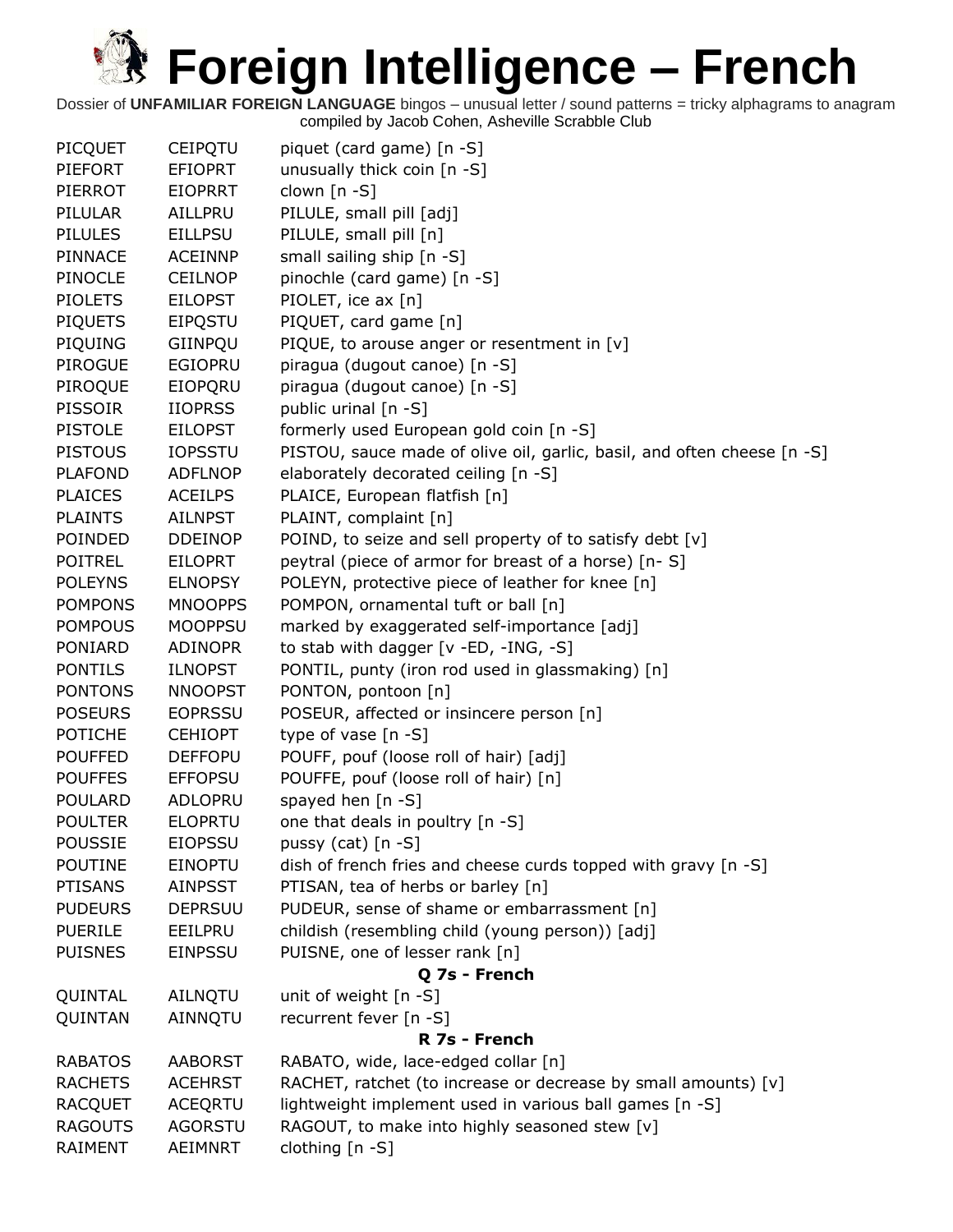# Foreign Intelligence – French

Dossier of **UNFAMILIAR FOREIGN LANGUAGE** bingos – unusual letter / sound patterns = tricky alphagrams to anagram
compiled by Jacob Cohen, Asheville Scrabble Club

| | | |
|---|---|---|
| PICQUET | CEIPQTU | piquet (card game) [n -S] |
| PIEFORT | EFIOPRT | unusually thick coin [n -S] |
| PIERROT | EIOPRRT | clown [n -S] |
| PILULAR | AILLPRU | PILULE, small pill [adj] |
| PILULES | EILLPSU | PILULE, small pill [n] |
| PINNACE | ACEINNP | small sailing ship [n -S] |
| PINOCLE | CEILNOP | pinochle (card game) [n -S] |
| PIOLETS | EILOPST | PIOLET, ice ax [n] |
| PIQUETS | EIPQSTU | PIQUET, card game [n] |
| PIQUING | GIINPQU | PIQUE, to arouse anger or resentment in [v] |
| PIROGUE | EGIOPRU | piragua (dugout canoe) [n -S] |
| PIROQUE | EIOPQRU | piragua (dugout canoe) [n -S] |
| PISSOIR | IIOPRSS | public urinal [n -S] |
| PISTOLE | EILOPST | formerly used European gold coin [n -S] |
| PISTOUS | IOPSSTU | PISTOU, sauce made of olive oil, garlic, basil, and often cheese [n -S] |
| PLAFOND | ADFLNOP | elaborately decorated ceiling [n -S] |
| PLAICES | ACEILPS | PLAICE, European flatfish [n] |
| PLAINTS | AILNPST | PLAINT, complaint [n] |
| POINDED | DDEINOP | POIND, to seize and sell property of to satisfy debt [v] |
| POITREL | EILOPRT | peytral (piece of armor for breast of a horse) [n- S] |
| POLEYNS | ELNOPSY | POLEYN, protective piece of leather for knee [n] |
| POMPONS | MNOOPPS | POMPON, ornamental tuft or ball [n] |
| POMPOUS | MOOPPSU | marked by exaggerated self-importance [adj] |
| PONIARD | ADINOPR | to stab with dagger [v -ED, -ING, -S] |
| PONTILS | ILNOPST | PONTIL, punty (iron rod used in glassmaking) [n] |
| PONTONS | NNOOPST | PONTON, pontoon [n] |
| POSEURS | EOPRSSU | POSEUR, affected or insincere person [n] |
| POTICHE | CEHIOPT | type of vase [n -S] |
| POUFFED | DEFFOPU | POUFF, pouf (loose roll of hair) [adj] |
| POUFFES | EFFOPSU | POUFFE, pouf (loose roll of hair) [n] |
| POULARD | ADLOPRU | spayed hen [n -S] |
| POULTER | ELOPRTU | one that deals in poultry [n -S] |
| POUSSIE | EIOPSSU | pussy (cat) [n -S] |
| POUTINE | EINOPTU | dish of french fries and cheese curds topped with gravy [n -S] |
| PTISANS | AINPSST | PTISAN, tea of herbs or barley [n] |
| PUDEURS | DEPRSUU | PUDEUR, sense of shame or embarrassment [n] |
| PUERILE | EEILPRU | childish (resembling child (young person)) [adj] |
| PUISNES | EINPSSU | PUISNE, one of lesser rank [n] |
| | | **Q 7s - French** |
| QUINTAL | AILNQTU | unit of weight [n -S] |
| QUINTAN | AINNQTU | recurrent fever [n -S] |
| | | **R 7s - French** |
| RABATOS | AABORST | RABATO, wide, lace-edged collar [n] |
| RACHETS | ACEHRST | RACHET, ratchet (to increase or decrease by small amounts) [v] |
| RACQUET | ACEQRTU | lightweight implement used in various ball games [n -S] |
| RAGOUTS | AGORSTU | RAGOUT, to make into highly seasoned stew [v] |
| RAIMENT | AEIMNRT | clothing [n -S] |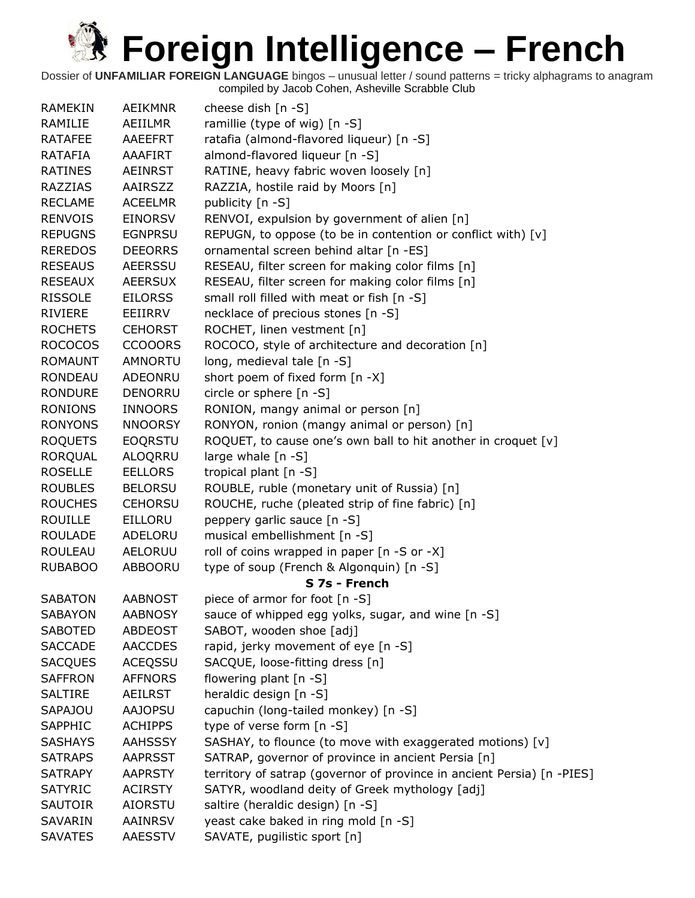# Foreign Intelligence – French

Dossier of **UNFAMILIAR FOREIGN LANGUAGE** bingos – unusual letter / sound patterns = tricky alphagrams to anagram
compiled by Jacob Cohen, Asheville Scrabble Club

| | | |
|---|---|---|
| RAMEKIN | AEIKMNR | cheese dish [n -S] |
| RAMILIE | AEIILMR | ramillie (type of wig) [n -S] |
| RATAFEE | AAEEFRT | ratafia (almond-flavored liqueur) [n -S] |
| RATAFIA | AAAFIRT | almond-flavored liqueur [n -S] |
| RATINES | AEINRST | RATINE, heavy fabric woven loosely [n] |
| RAZZIAS | AAIRSZZ | RAZZIA, hostile raid by Moors [n] |
| RECLAME | ACEELMR | publicity [n -S] |
| RENVOIS | EINORSV | RENVOI, expulsion by government of alien [n] |
| REPUGNS | EGNPRSU | REPUGN, to oppose (to be in contention or conflict with) [v] |
| REREDOS | DEEORRS | ornamental screen behind altar [n -ES] |
| RESEAUS | AEERSSU | RESEAU, filter screen for making color films [n] |
| RESEAUX | AEERSUX | RESEAU, filter screen for making color films [n] |
| RISSOLE | EILORSS | small roll filled with meat or fish [n -S] |
| RIVIERE | EEIIRRV | necklace of precious stones [n -S] |
| ROCHETS | CEHORST | ROCHET, linen vestment [n] |
| ROCOCOS | CCOOORS | ROCOCO, style of architecture and decoration [n] |
| ROMAUNT | AMNORTU | long, medieval tale [n -S] |
| RONDEAU | ADEONRU | short poem of fixed form [n -X] |
| RONDURE | DENORRU | circle or sphere [n -S] |
| RONIONS | INNOORS | RONION, mangy animal or person [n] |
| RONYONS | NNOORSY | RONYON, ronion (mangy animal or person) [n] |
| ROQUETS | EOQRSTU | ROQUET, to cause one's own ball to hit another in croquet [v] |
| RORQUAL | ALOQRRU | large whale [n -S] |
| ROSELLE | EELLORS | tropical plant [n -S] |
| ROUBLES | BELORSU | ROUBLE, ruble (monetary unit of Russia) [n] |
| ROUCHES | CEHORSU | ROUCHE, ruche (pleated strip of fine fabric) [n] |
| ROUILLE | EILLORU | peppery garlic sauce [n -S] |
| ROULADE | ADELORU | musical embellishment [n -S] |
| ROULEAU | AELORUU | roll of coins wrapped in paper [n -S or -X] |
| RUBABOO | ABBOORU | type of soup (French & Algonquin) [n -S] |
| | | **S 7s - French** |
| SABATON | AABNOST | piece of armor for foot [n -S] |
| SABAYON | AABNOSY | sauce of whipped egg yolks, sugar, and wine [n -S] |
| SABOTED | ABDEOST | SABOT, wooden shoe [adj] |
| SACCADE | AACCDES | rapid, jerky movement of eye [n -S] |
| SACQUES | ACEQSSU | SACQUE, loose-fitting dress [n] |
| SAFFRON | AFFNORS | flowering plant [n -S] |
| SALTIRE | AEILRST | heraldic design [n -S] |
| SAPAJOU | AAJOPSU | capuchin (long-tailed monkey) [n -S] |
| SAPPHIC | ACHIPPS | type of verse form [n -S] |
| SASHAYS | AAHSSSY | SASHAY, to flounce (to move with exaggerated motions) [v] |
| SATRAPS | AAPRSST | SATRAP, governor of province in ancient Persia [n] |
| SATRAPY | AAPRSTY | territory of satrap (governor of province in ancient Persia) [n -PIES] |
| SATYRIC | ACIRSTY | SATYR, woodland deity of Greek mythology [adj] |
| SAUTOIR | AIORSTU | saltire (heraldic design) [n -S] |
| SAVARIN | AAINRSV | yeast cake baked in ring mold [n -S] |
| SAVATES | AAESSTV | SAVATE, pugilistic sport [n] |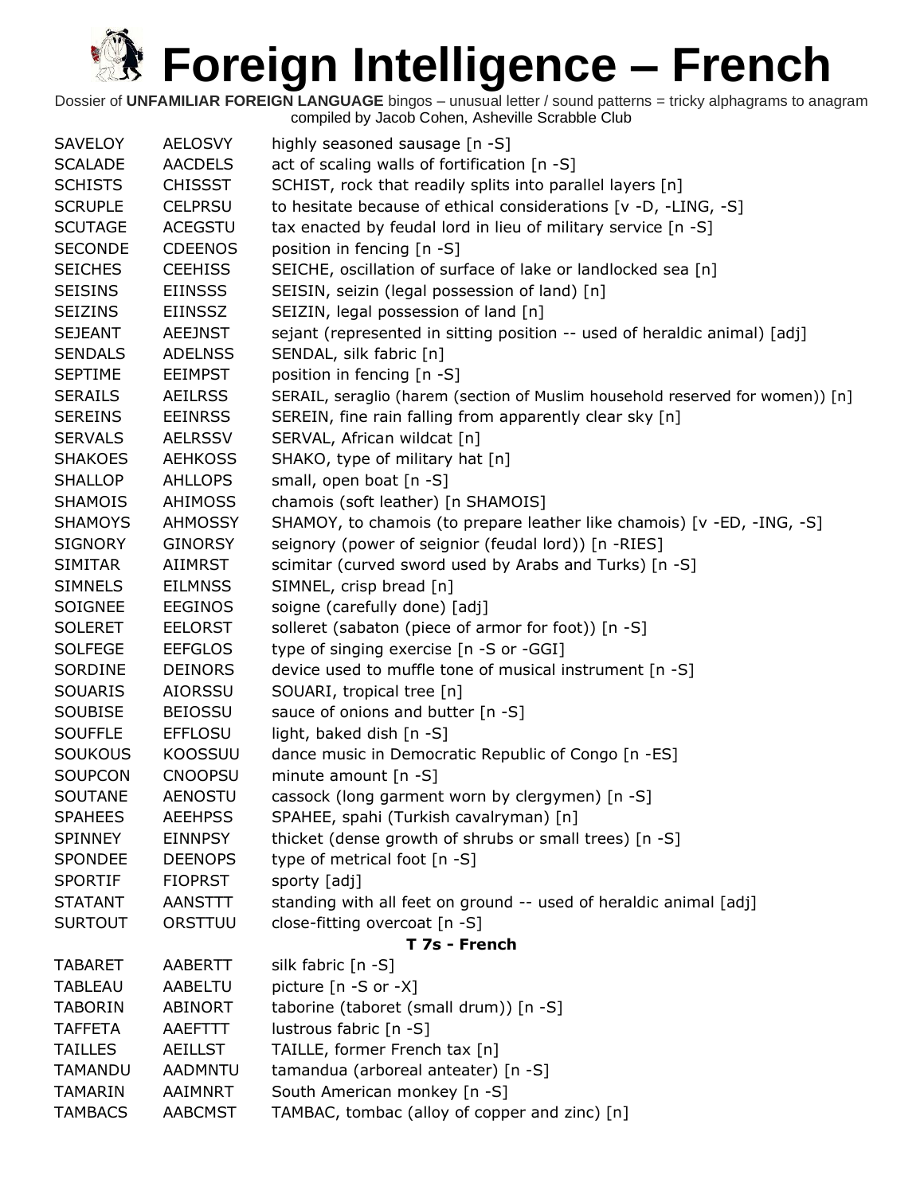# Foreign Intelligence – French

Dossier of **UNFAMILIAR FOREIGN LANGUAGE** bingos – unusual letter / sound patterns = tricky alphagrams to anagram compiled by Jacob Cohen, Asheville Scrabble Club

| | | |
|---|---|---|
| SAVELOY | AELOSVY | highly seasoned sausage [n -S] |
| SCALADE | AACDELS | act of scaling walls of fortification [n -S] |
| SCHISTS | CHISSST | SCHIST, rock that readily splits into parallel layers [n] |
| SCRUPLE | CELPRSU | to hesitate because of ethical considerations [v -D, -LING, -S] |
| SCUTAGE | ACEGSTU | tax enacted by feudal lord in lieu of military service [n -S] |
| SECONDE | CDEENOS | position in fencing [n -S] |
| SEICHES | CEEHISS | SEICHE, oscillation of surface of lake or landlocked sea [n] |
| SEISINS | EIINSSS | SEISIN, seizin (legal possession of land) [n] |
| SEIZINS | EIINSSZ | SEIZIN, legal possession of land [n] |
| SEJEANT | AEEJNST | sejant (represented in sitting position -- used of heraldic animal) [adj] |
| SENDALS | ADELNSS | SENDAL, silk fabric [n] |
| SEPTIME | EEIMPST | position in fencing [n -S] |
| SERAILS | AEILRSS | SERAIL, seraglio (harem (section of Muslim household reserved for women)) [n] |
| SEREINS | EEINRSS | SEREIN, fine rain falling from apparently clear sky [n] |
| SERVALS | AELRSSV | SERVAL, African wildcat [n] |
| SHAKOES | AEHKOSS | SHAKO, type of military hat [n] |
| SHALLOP | AHLLOPS | small, open boat [n -S] |
| SHAMOIS | AHIMOSS | chamois (soft leather) [n SHAMOIS] |
| SHAMOYS | AHMOSSY | SHAMOY, to chamois (to prepare leather like chamois) [v -ED, -ING, -S] |
| SIGNORY | GINORSY | seignory (power of seignior (feudal lord)) [n -RIES] |
| SIMITAR | AIIMRST | scimitar (curved sword used by Arabs and Turks) [n -S] |
| SIMNELS | EILMNSS | SIMNEL, crisp bread [n] |
| SOIGNEE | EEGINOS | soigne (carefully done) [adj] |
| SOLERET | EELORST | solleret (sabaton (piece of armor for foot)) [n -S] |
| SOLFEGE | EEFGLOS | type of singing exercise [n -S or -GGI] |
| SORDINE | DEINORS | device used to muffle tone of musical instrument [n -S] |
| SOUARIS | AIORSSU | SOUARI, tropical tree [n] |
| SOUBISE | BEIOSSU | sauce of onions and butter [n -S] |
| SOUFFLE | EFFLOSU | light, baked dish [n -S] |
| SOUKOUS | KOOSSUU | dance music in Democratic Republic of Congo [n -ES] |
| SOUPCON | CNOOPSU | minute amount [n -S] |
| SOUTANE | AENOSTU | cassock (long garment worn by clergymen) [n -S] |
| SPAHEES | AEEHPSS | SPAHEE, spahi (Turkish cavalryman) [n] |
| SPINNEY | EINNPSY | thicket (dense growth of shrubs or small trees) [n -S] |
| SPONDEE | DEENOPS | type of metrical foot [n -S] |
| SPORTIF | FIOPRST | sporty [adj] |
| STATANT | AANSTTT | standing with all feet on ground -- used of heraldic animal [adj] |
| SURTOUT | ORSTTUU | close-fitting overcoat [n -S] |

**T 7s - French**

| | | |
|---|---|---|
| TABARET | AABERTT | silk fabric [n -S] |
| TABLEAU | AABELTU | picture [n -S or -X] |
| TABORIN | ABINORT | taborine (taboret (small drum)) [n -S] |
| TAFFETA | AAEFTTT | lustrous fabric [n -S] |
| TAILLES | AEILLST | TAILLE, former French tax [n] |
| TAMANDU | AADMNTU | tamandua (arboreal anteater) [n -S] |
| TAMARIN | AAIMNRT | South American monkey [n -S] |
| TAMBACS | AABCMST | TAMBAC, tombac (alloy of copper and zinc) [n] |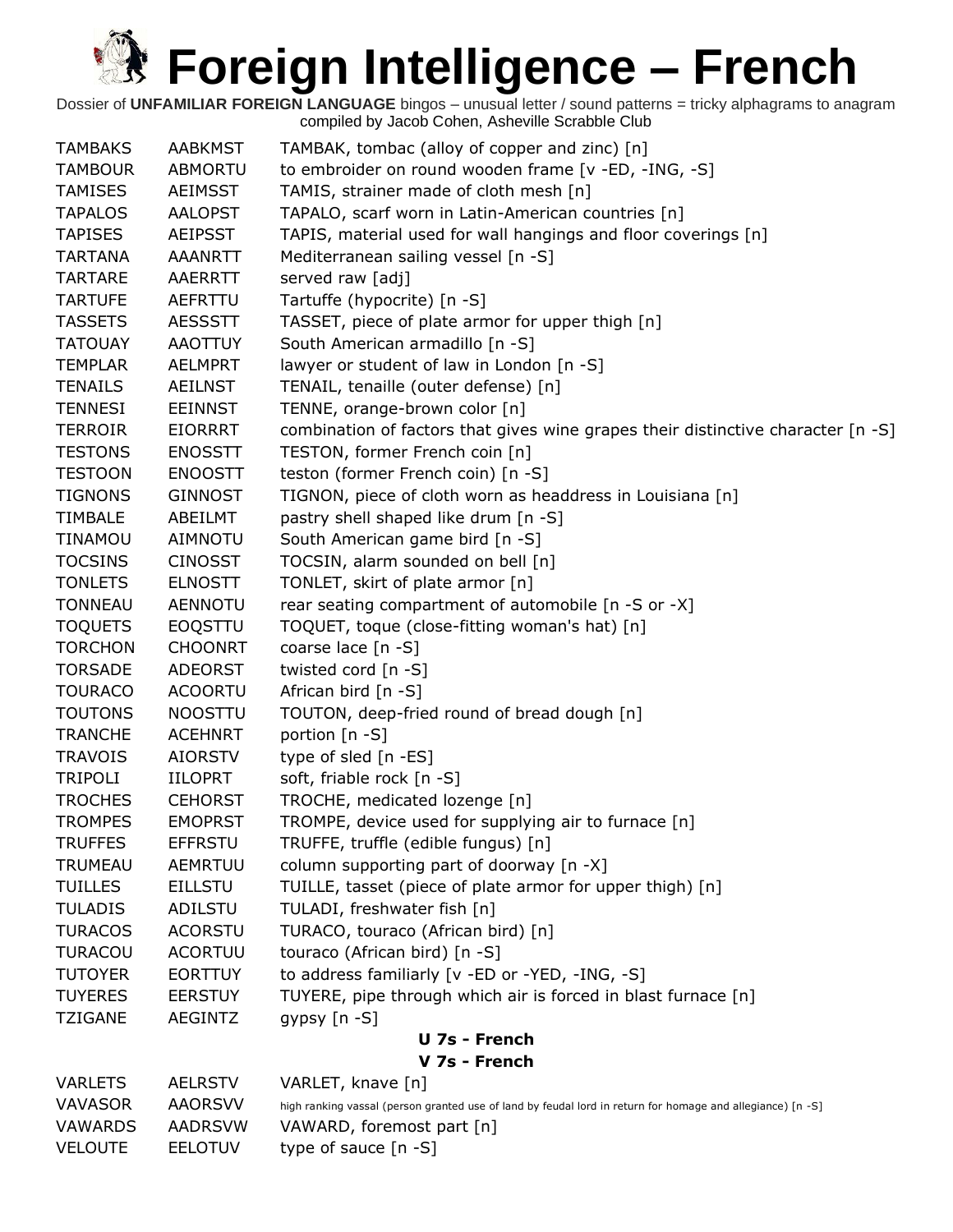# Foreign Intelligence – French

Dossier of **UNFAMILIAR FOREIGN LANGUAGE** bingos – unusual letter / sound patterns = tricky alphagrams to anagram
compiled by Jacob Cohen, Asheville Scrabble Club

| | | |
|---|---|---|
| TAMBAKS | AABKMST | TAMBAK, tombac (alloy of copper and zinc) [n] |
| TAMBOUR | ABMORTU | to embroider on round wooden frame [v -ED, -ING, -S] |
| TAMISES | AEIMSST | TAMIS, strainer made of cloth mesh [n] |
| TAPALOS | AALOPST | TAPALO, scarf worn in Latin-American countries [n] |
| TAPISES | AEIPSST | TAPIS, material used for wall hangings and floor coverings [n] |
| TARTANA | AAANRTT | Mediterranean sailing vessel [n -S] |
| TARTARE | AAERRTT | served raw [adj] |
| TARTUFE | AEFRTTU | Tartuffe (hypocrite) [n -S] |
| TASSETS | AESSSTT | TASSET, piece of plate armor for upper thigh [n] |
| TATOUAY | AAOTTUY | South American armadillo [n -S] |
| TEMPLAR | AELMPRT | lawyer or student of law in London [n -S] |
| TENAILS | AEILNST | TENAIL, tenaille (outer defense) [n] |
| TENNESI | EEINNST | TENNE, orange-brown color [n] |
| TERROIR | EIORRRT | combination of factors that gives wine grapes their distinctive character [n -S] |
| TESTONS | ENOSSTT | TESTON, former French coin [n] |
| TESTOON | ENOOSTT | teston (former French coin) [n -S] |
| TIGNONS | GINNOST | TIGNON, piece of cloth worn as headdress in Louisiana [n] |
| TIMBALE | ABEILMT | pastry shell shaped like drum [n -S] |
| TINAMOU | AIMNOTU | South American game bird [n -S] |
| TOCSINS | CINOSST | TOCSIN, alarm sounded on bell [n] |
| TONLETS | ELNOSTT | TONLET, skirt of plate armor [n] |
| TONNEAU | AENNOTU | rear seating compartment of automobile [n -S or -X] |
| TOQUETS | EOQSTTU | TOQUET, toque (close-fitting woman's hat) [n] |
| TORCHON | CHOONRT | coarse lace [n -S] |
| TORSADE | ADEORST | twisted cord [n -S] |
| TOURACO | ACOORTU | African bird [n -S] |
| TOUTONS | NOOSTTU | TOUTON, deep-fried round of bread dough [n] |
| TRANCHE | ACEHNRT | portion [n -S] |
| TRAVOIS | AIORSTV | type of sled [n -ES] |
| TRIPOLI | IILOPRT | soft, friable rock [n -S] |
| TROCHES | CEHORST | TROCHE, medicated lozenge [n] |
| TROMPES | EMOPRST | TROMPE, device used for supplying air to furnace [n] |
| TRUFFES | EFFRSTU | TRUFFE, truffle (edible fungus) [n] |
| TRUMEAU | AEMRTUU | column supporting part of doorway [n -X] |
| TUILLES | EILLSTU | TUILLE, tasset (piece of plate armor for upper thigh) [n] |
| TULADIS | ADILSTU | TULADI, freshwater fish [n] |
| TURACOS | ACORSTU | TURACO, touraco (African bird) [n] |
| TURACOU | ACORTUU | touraco (African bird) [n -S] |
| TUTOYER | EORTTUY | to address familiarly [v -ED or -YED, -ING, -S] |
| TUYERES | EERSTUY | TUYERE, pipe through which air is forced in blast furnace [n] |
| TZIGANE | AEGINTZ | gypsy [n -S] |

**U 7s - French**

**V 7s - French**

| | | |
|---|---|---|
| VARLETS | AELRSTV | VARLET, knave [n] |
| VAVASOR | AAORSVV | high ranking vassal (person granted use of land by feudal lord in return for homage and allegiance) [n -S] |
| VAWARDS | AADRSVW | VAWARD, foremost part [n] |
| VELOUTE | EELOTUV | type of sauce [n -S] |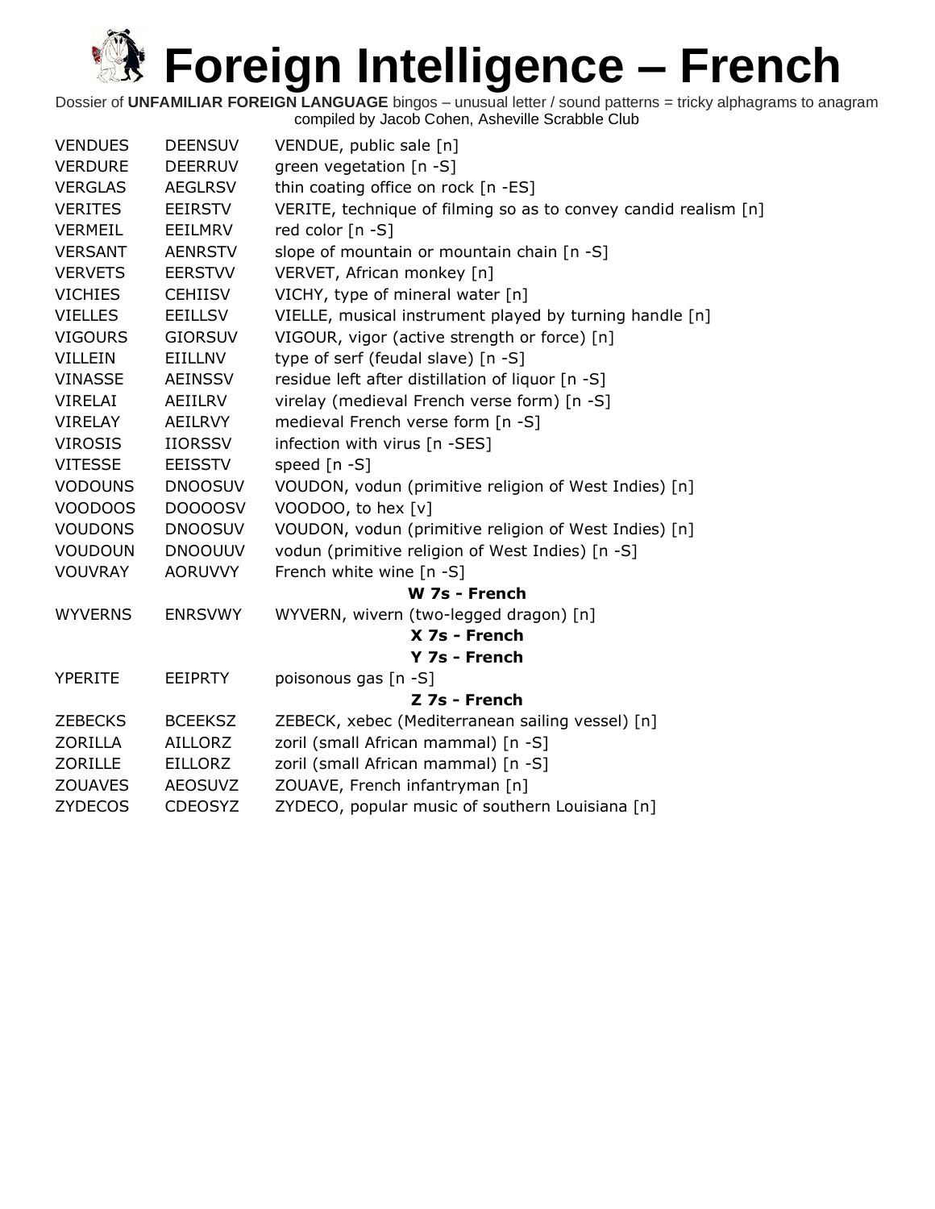# Foreign Intelligence – French

Dossier of **UNFAMILIAR FOREIGN LANGUAGE** bingos – unusual letter / sound patterns = tricky alphagrams to anagram
compiled by Jacob Cohen, Asheville Scrabble Club

| | | |
|---|---|---|
| VENDUES | DEENSUV | VENDUE, public sale [n] |
| VERDURE | DEERRUV | green vegetation [n -S] |
| VERGLAS | AEGLRSV | thin coating office on rock [n -ES] |
| VERITES | EEIRSTV | VERITE, technique of filming so as to convey candid realism [n] |
| VERMEIL | EEILMRV | red color [n -S] |
| VERSANT | AENRSTV | slope of mountain or mountain chain [n -S] |
| VERVETS | EERSTVV | VERVET, African monkey [n] |
| VICHIES | CEHIISV | VICHY, type of mineral water [n] |
| VIELLES | EEILLSV | VIELLE, musical instrument played by turning handle [n] |
| VIGOURS | GIORSUV | VIGOUR, vigor (active strength or force) [n] |
| VILLEIN | EIILLNV | type of serf (feudal slave) [n -S] |
| VINASSE | AEINSSV | residue left after distillation of liquor [n -S] |
| VIRELAI | AEIILRV | virelay (medieval French verse form) [n -S] |
| VIRELAY | AEILRVY | medieval French verse form [n -S] |
| VIROSIS | IIORSSV | infection with virus [n -SES] |
| VITESSE | EEISSTV | speed [n -S] |
| VODOUNS | DNOOSUV | VOUDON, vodun (primitive religion of West Indies) [n] |
| VOODOOS | DOOOOSV | VOODOO, to hex [v] |
| VOUDONS | DNOOSUV | VOUDON, vodun (primitive religion of West Indies) [n] |
| VOUDOUN | DNOOUUV | vodun (primitive religion of West Indies) [n -S] |
| VOUVRAY | AORUVVY | French white wine [n -S] |
| | | **W 7s - French** |
| WYVERNS | ENRSVWY | WYVERN, wivern (two-legged dragon) [n] |
| | | **X 7s - French** |
| | | **Y 7s - French** |
| YPERITE | EEIPRTY | poisonous gas [n -S] |
| | | **Z 7s - French** |
| ZEBECKS | BCEEKSZ | ZEBECK, xebec (Mediterranean sailing vessel) [n] |
| ZORILLA | AILLORZ | zoril (small African mammal) [n -S] |
| ZORILLE | EILLORZ | zoril (small African mammal) [n -S] |
| ZOUAVES | AEOSUVZ | ZOUAVE, French infantryman [n] |
| ZYDECOS | CDEOSYZ | ZYDECO, popular music of southern Louisiana [n] |